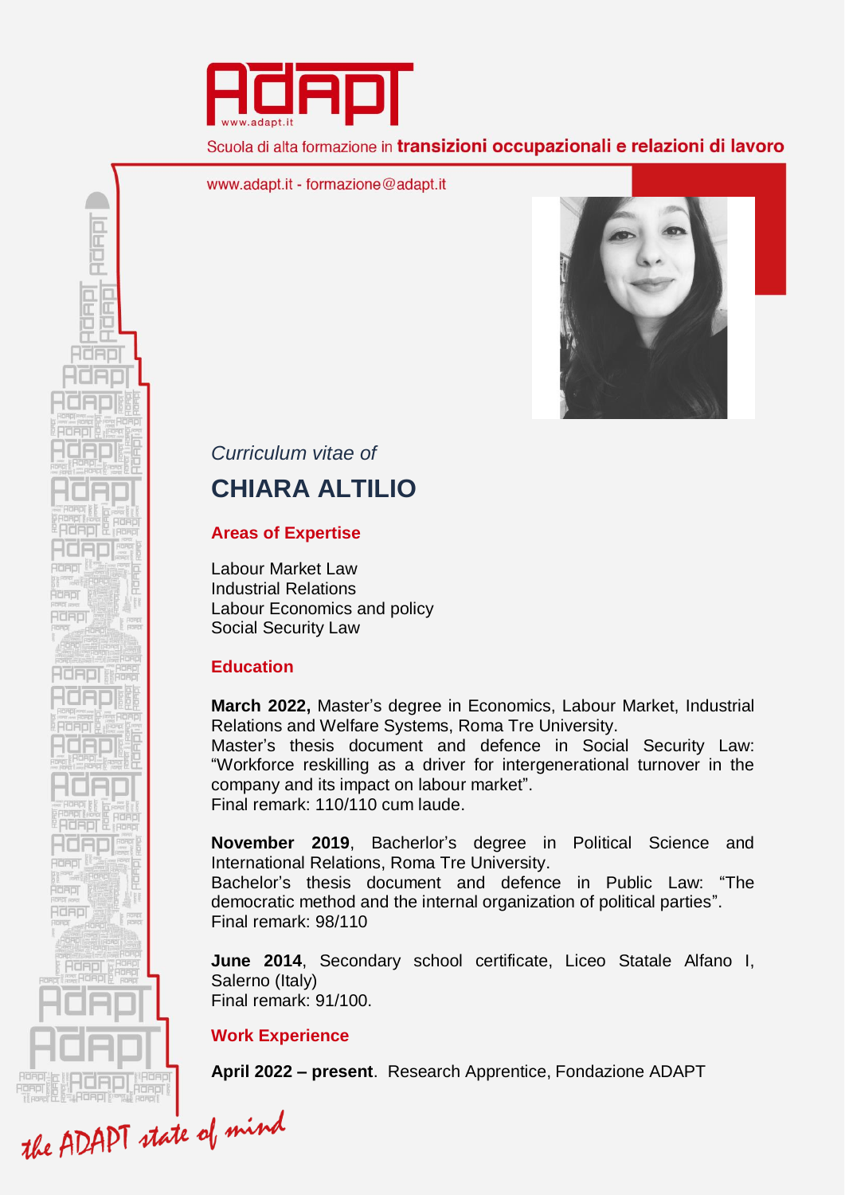Scuola di alta formazione in **transizioni occupazionali e relazioni di lavoro**

www.adapt.it - formazione@adapt.it

*Curriculum vitae of*

# CHIARA ALTILIO

## Areas of Expertise

Labour Market Law
Industrial Relations
Labour Economics and policy
Social Security Law

## Education

**March 2022,** Master's degree in Economics, Labour Market, Industrial Relations and Welfare Systems, Roma Tre University.
Master's thesis document and defence in Social Security Law: "Workforce reskilling as a driver for intergenerational turnover in the company and its impact on labour market".
Final remark: 110/110 cum laude.

**November 2019**, Bacherlor's degree in Political Science and International Relations, Roma Tre University.
Bachelor's thesis document and defence in Public Law: "The democratic method and the internal organization of political parties".
Final remark: 98/110

**June 2014**, Secondary school certificate, Liceo Statale Alfano I, Salerno (Italy)
Final remark: 91/100.

## Work Experience

**April 2022 – present**. Research Apprentice, Fondazione ADAPT

*the ADAPT state of mind*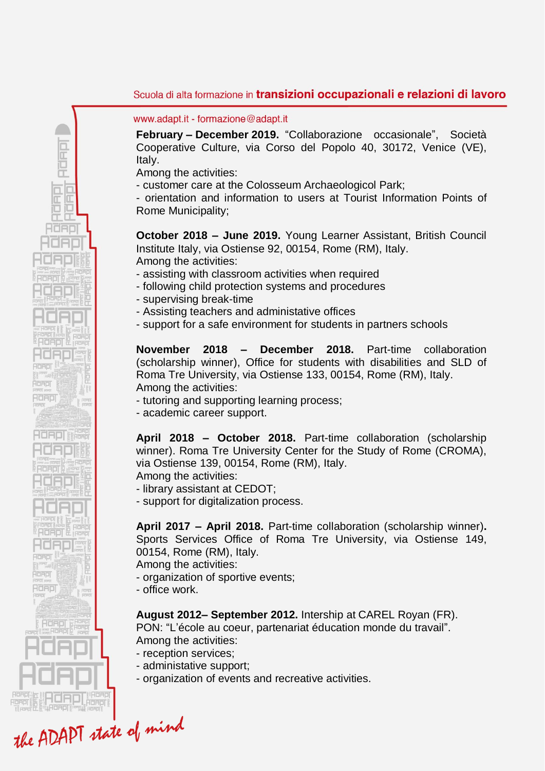**February – December 2019.** "Collaborazione occasionale", Società Cooperative Culture, via Corso del Popolo 40, 30172, Venice (VE), Italy.
Among the activities:
- customer care at the Colosseum Archaeologicol Park;
- orientation and information to users at Tourist Information Points of Rome Municipality;

**October 2018 – June 2019.** Young Learner Assistant, British Council Institute Italy, via Ostiense 92, 00154, Rome (RM), Italy.
Among the activities:
- assisting with classroom activities when required
- following child protection systems and procedures
- supervising break-time
- Assisting teachers and administative offices
- support for a safe environment for students in partners schools

**November 2018 – December 2018.** Part-time collaboration (scholarship winner), Office for students with disabilities and SLD of Roma Tre University, via Ostiense 133, 00154, Rome (RM), Italy.
Among the activities:
- tutoring and supporting learning process;
- academic career support.

**April 2018 – October 2018.** Part-time collaboration (scholarship winner). Roma Tre University Center for the Study of Rome (CROMA), via Ostiense 139, 00154, Rome (RM), Italy.
Among the activities:
- library assistant at CEDOT;
- support for digitalization process.

**April 2017 – April 2018.** Part-time collaboration (scholarship winner)**.** Sports Services Office of Roma Tre University, via Ostiense 149, 00154, Rome (RM), Italy.
Among the activities:
- organization of sportive events;
- office work.

**August 2012– September 2012.** Intership at CAREL Royan (FR).
PON: "L'école au coeur, partenariat éducation monde du travail".
Among the activities:
- reception services;
- administative support;
- organization of events and recreative activities.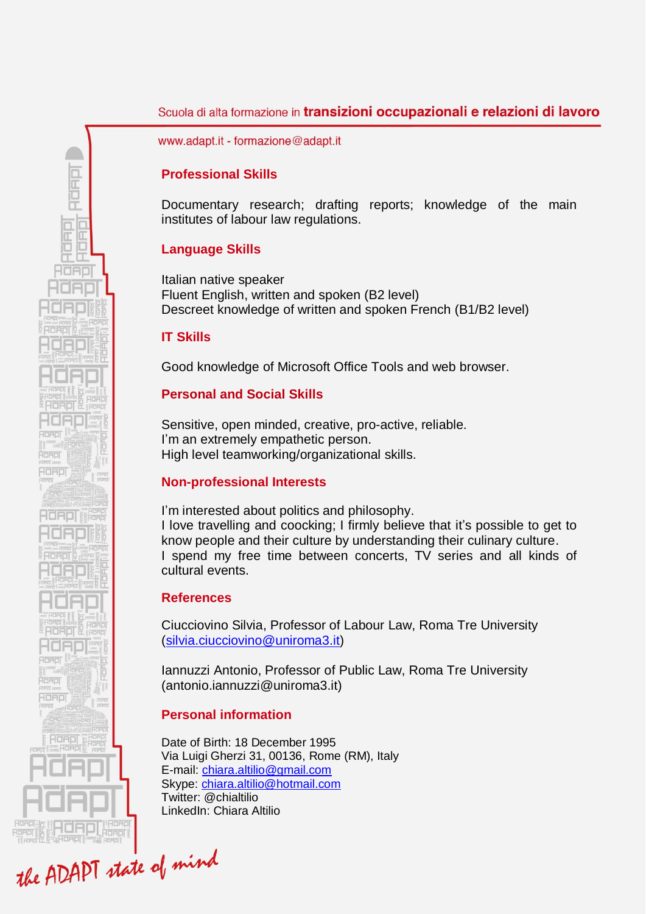## Professional Skills

Documentary research; drafting reports; knowledge of the main institutes of labour law regulations.

## Language Skills

Italian native speaker
Fluent English, written and spoken (B2 level)
Descreet knowledge of written and spoken French (B1/B2 level)

## IT Skills

Good knowledge of Microsoft Office Tools and web browser.

## Personal and Social Skills

Sensitive, open minded, creative, pro-active, reliable.
I'm an extremely empathetic person.
High level teamworking/organizational skills.

## Non-professional Interests

I'm interested about politics and philosophy.
I love travelling and coocking; I firmly believe that it's possible to get to know people and their culture by understanding their culinary culture.
I spend my free time between concerts, TV series and all kinds of cultural events.

## References

Ciucciovino Silvia, Professor of Labour Law, Roma Tre University (silvia.ciucciovino@uniroma3.it)

Iannuzzi Antonio, Professor of Public Law, Roma Tre University (antonio.iannuzzi@uniroma3.it)

## Personal information

Date of Birth: 18 December 1995
Via Luigi Gherzi 31, 00136, Rome (RM), Italy
E-mail: chiara.altilio@gmail.com
Skype: chiara.altilio@hotmail.com
Twitter: @chialtilio
LinkedIn: Chiara Altilio